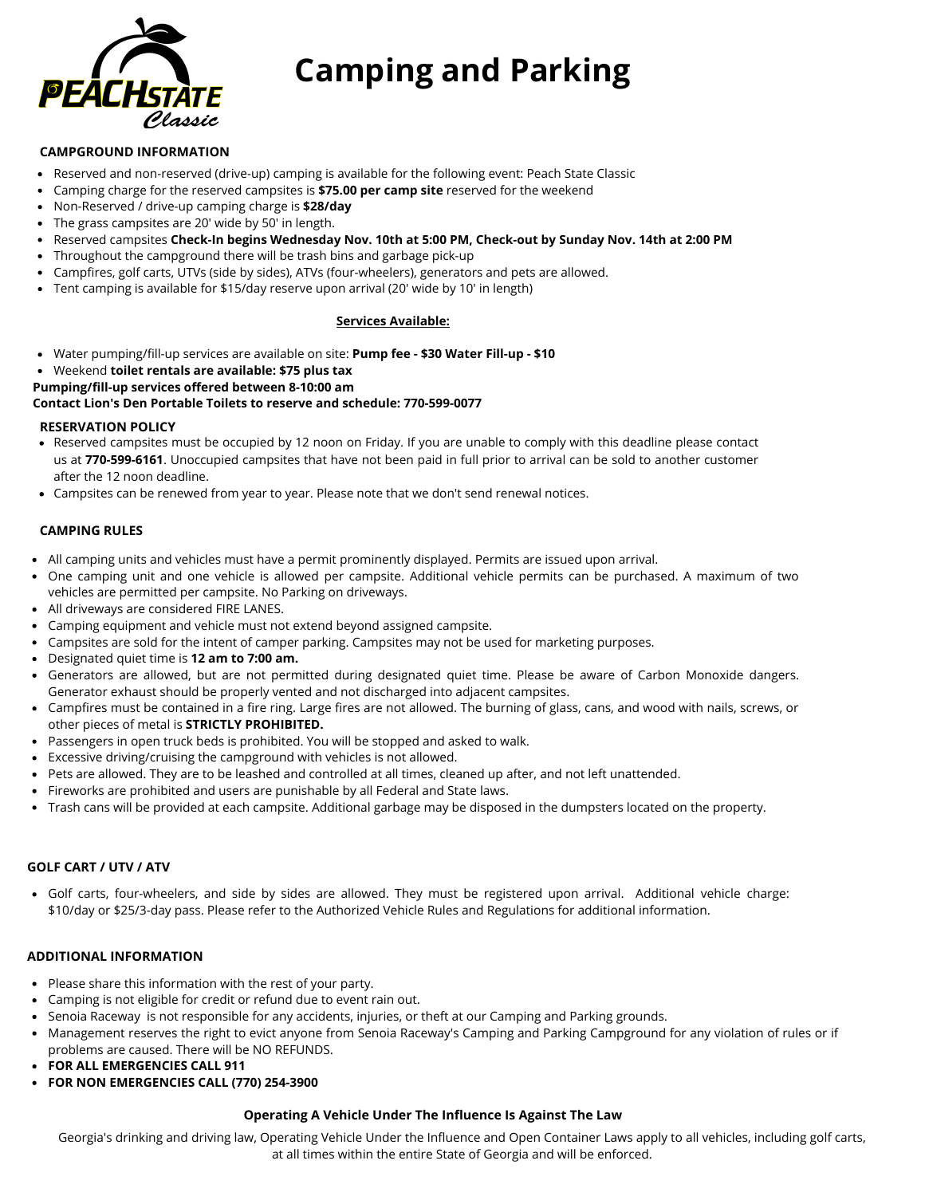# Camping and Parking

PEACHSTATE Classic

## CAMPGROUND INFORMATION

- Reserved and non-reserved (drive-up) camping is available for the following event: Peach State Classic
- Camping charge for the reserved campsites is **$75.00 per camp site** reserved for the weekend
- Non-Reserved / drive-up camping charge is **$28/day**
- The grass campsites are 20' wide by 50' in length.
- Reserved campsites **Check-In begins Wednesday Nov. 10th at 5:00 PM, Check-out by Sunday Nov. 14th at 2:00 PM**
- Throughout the campground there will be trash bins and garbage pick-up
- Campfires, golf carts, UTVs (side by sides), ATVs (four-wheelers), generators and pets are allowed.
- Tent camping is available for $15/day reserve upon arrival (20' wide by 10' in length)

### Services Available:

- Water pumping/fill-up services are available on site: **Pump fee - $30 Water Fill-up - $10**
- Weekend **toilet rentals are available: $75 plus tax**

**Pumping/fill-up services offered between 8-10:00 am**

**Contact Lion's Den Portable Toilets to reserve and schedule: 770-599-0077**

## RESERVATION POLICY

- Reserved campsites must be occupied by 12 noon on Friday. If you are unable to comply with this deadline please contact us at **770-599-6161**. Unoccupied campsites that have not been paid in full prior to arrival can be sold to another customer after the 12 noon deadline.
- Campsites can be renewed from year to year. Please note that we don't send renewal notices.

## CAMPING RULES

- All camping units and vehicles must have a permit prominently displayed. Permits are issued upon arrival.
- One camping unit and one vehicle is allowed per campsite. Additional vehicle permits can be purchased. A maximum of two vehicles are permitted per campsite. No Parking on driveways.
- All driveways are considered FIRE LANES.
- Camping equipment and vehicle must not extend beyond assigned campsite.
- Campsites are sold for the intent of camper parking. Campsites may not be used for marketing purposes.
- Designated quiet time is **12 am to 7:00 am.**
- Generators are allowed, but are not permitted during designated quiet time. Please be aware of Carbon Monoxide dangers. Generator exhaust should be properly vented and not discharged into adjacent campsites.
- Campfires must be contained in a fire ring. Large fires are not allowed. The burning of glass, cans, and wood with nails, screws, or other pieces of metal is **STRICTLY PROHIBITED.**
- Passengers in open truck beds is prohibited. You will be stopped and asked to walk.
- Excessive driving/cruising the campground with vehicles is not allowed.
- Pets are allowed. They are to be leashed and controlled at all times, cleaned up after, and not left unattended.
- Fireworks are prohibited and users are punishable by all Federal and State laws.
- Trash cans will be provided at each campsite. Additional garbage may be disposed in the dumpsters located on the property.

## GOLF CART / UTV / ATV

- Golf carts, four-wheelers, and side by sides are allowed. They must be registered upon arrival. Additional vehicle charge: $10/day or $25/3-day pass. Please refer to the Authorized Vehicle Rules and Regulations for additional information.

## ADDITIONAL INFORMATION

- Please share this information with the rest of your party.
- Camping is not eligible for credit or refund due to event rain out.
- Senoia Raceway is not responsible for any accidents, injuries, or theft at our Camping and Parking grounds.
- Management reserves the right to evict anyone from Senoia Raceway's Camping and Parking Campground for any violation of rules or if problems are caused. There will be NO REFUNDS.
- **FOR ALL EMERGENCIES CALL 911**
- **FOR NON EMERGENCIES CALL (770) 254-3900**

**Operating A Vehicle Under The Influence Is Against The Law**

Georgia's drinking and driving law, Operating Vehicle Under the Influence and Open Container Laws apply to all vehicles, including golf carts, at all times within the entire State of Georgia and will be enforced.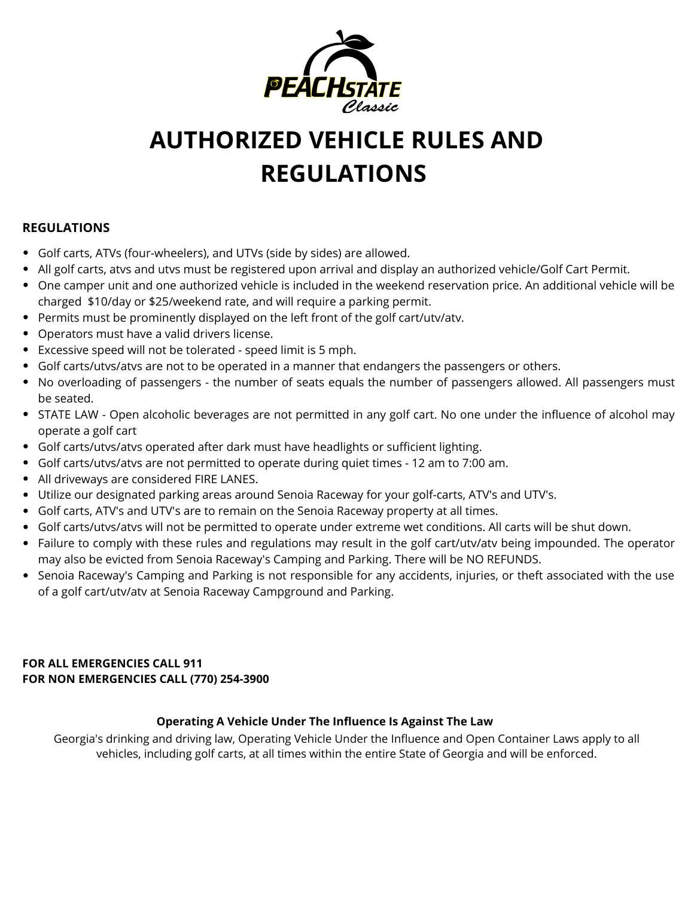PEACHSTATE Classic

# AUTHORIZED VEHICLE RULES AND REGULATIONS

**REGULATIONS**

- Golf carts, ATVs (four-wheelers), and UTVs (side by sides) are allowed.
- All golf carts, atvs and utvs must be registered upon arrival and display an authorized vehicle/Golf Cart Permit.
- One camper unit and one authorized vehicle is included in the weekend reservation price. An additional vehicle will be charged $10/day or $25/weekend rate, and will require a parking permit.
- Permits must be prominently displayed on the left front of the golf cart/utv/atv.
- Operators must have a valid drivers license.
- Excessive speed will not be tolerated - speed limit is 5 mph.
- Golf carts/utvs/atvs are not to be operated in a manner that endangers the passengers or others.
- No overloading of passengers - the number of seats equals the number of passengers allowed. All passengers must be seated.
- STATE LAW - Open alcoholic beverages are not permitted in any golf cart. No one under the influence of alcohol may operate a golf cart
- Golf carts/utvs/atvs operated after dark must have headlights or sufficient lighting.
- Golf carts/utvs/atvs are not permitted to operate during quiet times - 12 am to 7:00 am.
- All driveways are considered FIRE LANES.
- Utilize our designated parking areas around Senoia Raceway for your golf-carts, ATV's and UTV's.
- Golf carts, ATV's and UTV's are to remain on the Senoia Raceway property at all times.
- Golf carts/utvs/atvs will not be permitted to operate under extreme wet conditions. All carts will be shut down.
- Failure to comply with these rules and regulations may result in the golf cart/utv/atv being impounded. The operator may also be evicted from Senoia Raceway's Camping and Parking. There will be NO REFUNDS.
- Senoia Raceway's Camping and Parking is not responsible for any accidents, injuries, or theft associated with the use of a golf cart/utv/atv at Senoia Raceway Campground and Parking.

**FOR ALL EMERGENCIES CALL 911**
**FOR NON EMERGENCIES CALL (770) 254-3900**

**Operating A Vehicle Under The Influence Is Against The Law**

Georgia's drinking and driving law, Operating Vehicle Under the Influence and Open Container Laws apply to all vehicles, including golf carts, at all times within the entire State of Georgia and will be enforced.